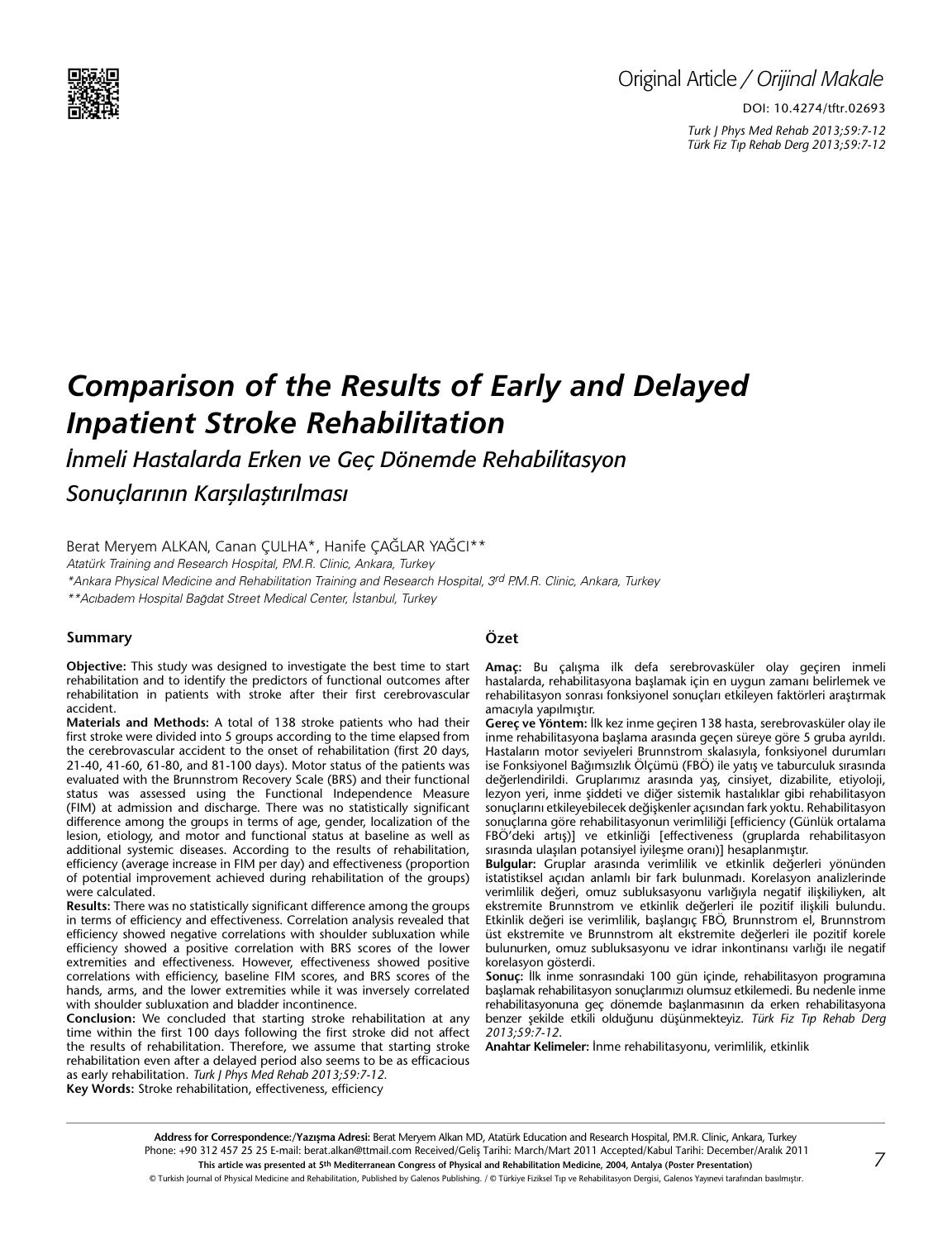Original Article / *Orijinal Makale*

DOI: 10.4274/tftr.02693

# *Comparison of the Results of Early and Delayed Inpatient Stroke Rehabilitation*

## *İnmeli Hastalarda Erken ve Geç Dönemde Rehabilitasyon Sonuçlarının Karşılaştırılması*

Berat Meryem ALKAN, Canan ÇULHA*, Hanife ÇAĞLAR YAĞCI**

*Atatürk Training and Research Hospital, P.M.R. Clinic, Ankara, Turkey*

*\*Ankara Physical Medicine and Rehabilitation Training and Research Hospital, 3rd P.M.R. Clinic, Ankara, Turkey*

*\*\*Acıbadem Hospital Bağdat Street Medical Center, İstanbul, Turkey*

### Summary

**Objective:** This study was designed to investigate the best time to start rehabilitation and to identify the predictors of functional outcomes after rehabilitation in patients with stroke after their first cerebrovascular accident.

**Materials and Methods:** A total of 138 stroke patients who had their first stroke were divided into 5 groups according to the time elapsed from the cerebrovascular accident to the onset of rehabilitation (first 20 days, 21-40, 41-60, 61-80, and 81-100 days). Motor status of the patients was evaluated with the Brunnstrom Recovery Scale (BRS) and their functional status was assessed using the Functional Independence Measure (FIM) at admission and discharge. There was no statistically significant difference among the groups in terms of age, gender, localization of the lesion, etiology, and motor and functional status at baseline as well as additional systemic diseases. According to the results of rehabilitation, efficiency (average increase in FIM per day) and effectiveness (proportion of potential improvement achieved during rehabilitation of the groups) were calculated.

**Results:** There was no statistically significant difference among the groups in terms of efficiency and effectiveness. Correlation analysis revealed that efficiency showed negative correlations with shoulder subluxation while efficiency showed a positive correlation with BRS scores of the lower extremities and effectiveness. However, effectiveness showed positive correlations with efficiency, baseline FIM scores, and BRS scores of the hands, arms, and the lower extremities while it was inversely correlated with shoulder subluxation and bladder incontinence.

**Conclusion:** We concluded that starting stroke rehabilitation at any time within the first 100 days following the first stroke did not affect the results of rehabilitation. Therefore, we assume that starting stroke rehabilitation even after a delayed period also seems to be as efficacious as early rehabilitation. *Turk J Phys Med Rehab 2013;59:7-12.*

**Key Words:** Stroke rehabilitation, effectiveness, efficiency

### Özet

**Amaç:** Bu çalışma ilk defa serebrovasküler olay geçiren inmeli hastalarda, rehabilitasyona başlamak için en uygun zamanı belirlemek ve rehabilitasyon sonrası fonksiyonel sonuçları etkileyen faktörleri araştırmak amacıyla yapılmıştır.

**Gereç ve Yöntem:** İlk kez inme geçiren 138 hasta, serebrovasküler olay ile inme rehabilitasyona başlama arasında geçen süreye göre 5 gruba ayrıldı. Hastaların motor seviyeleri Brunnstrom skalasıyla, fonksiyonel durumları ise Fonksiyonel Bağımsızlık Ölçümü (FBÖ) ile yatış ve taburculuk sırasında değerlendirildi. Gruplarımız arasında yaş, cinsiyet, dizabilite, etiyoloji, lezyon yeri, inme şiddeti ve diğer sistemik hastalıklar gibi rehabilitasyon sonuçlarını etkileyebilecek değişkenler açısından fark yoktu. Rehabilitasyon sonuçlarına göre rehabilitasyonun verimliliği [efficiency (Günlük ortalama FBÖ'deki artış)] ve etkinliği [effectiveness (gruplarda rehabilitasyon sırasında ulaşılan potansiyel iyileşme oranı)] hesaplanmıştır.

**Bulgular:** Gruplar arasında verimlilik ve etkinlik değerleri yönünden istatistiksel açıdan anlamlı bir fark bulunmadı. Korelasyon analizlerinde verimlilik değeri, omuz subluksasyonu varlığıyla negatif ilişkiliyken, alt ekstremite Brunnstrom ve etkinlik değerleri ile pozitif ilişkili bulundu. Etkinlik değeri ise verimlilik, başlangıç FBÖ, Brunnstrom el, Brunnstrom üst ekstremite ve Brunnstrom alt ekstremite değerleri ile pozitif korele bulunurken, omuz subluksasyonu ve idrar inkontinansı varlığı ile negatif korelasyon gösterdi.

**Sonuç:** İlk inme sonrasındaki 100 gün içinde, rehabilitasyon programına başlamak rehabilitasyon sonuçlarımızı olumsuz etkilemedi. Bu nedenle inme rehabilitasyonuna geç dönemde başlanmasının da erken rehabilitasyona benzer şekilde etkili olduğunu düşünmekteyiz. *Türk Fiz Tıp Rehab Derg 2013;59:7-12.*

**Anahtar Kelimeler:** İnme rehabilitasyonu, verimlilik, etkinlik

**Address for Correspondence:/Yazışma Adresi:** Berat Meryem Alkan MD, Atatürk Education and Research Hospital, P.M.R. Clinic, Ankara, Turkey Phone: +90 312 457 25 25 E-mail: berat.alkan@ttmail.com Received/Geliş Tarihi: March/Mart 2011 Accepted/Kabul Tarihi: December/Aralık 2011

**This article was presented at 5th Mediterranean Congress of Physical and Rehabilitation Medicine, 2004, Antalya (Poster Presentation)**

© Turkish Journal of Physical Medicine and Rehabilitation, Published by Galenos Publishing. / © Türkiye Fiziksel Tıp ve Rehabilitasyon Dergisi, Galenos Yayınevi tarafından basılmıştır.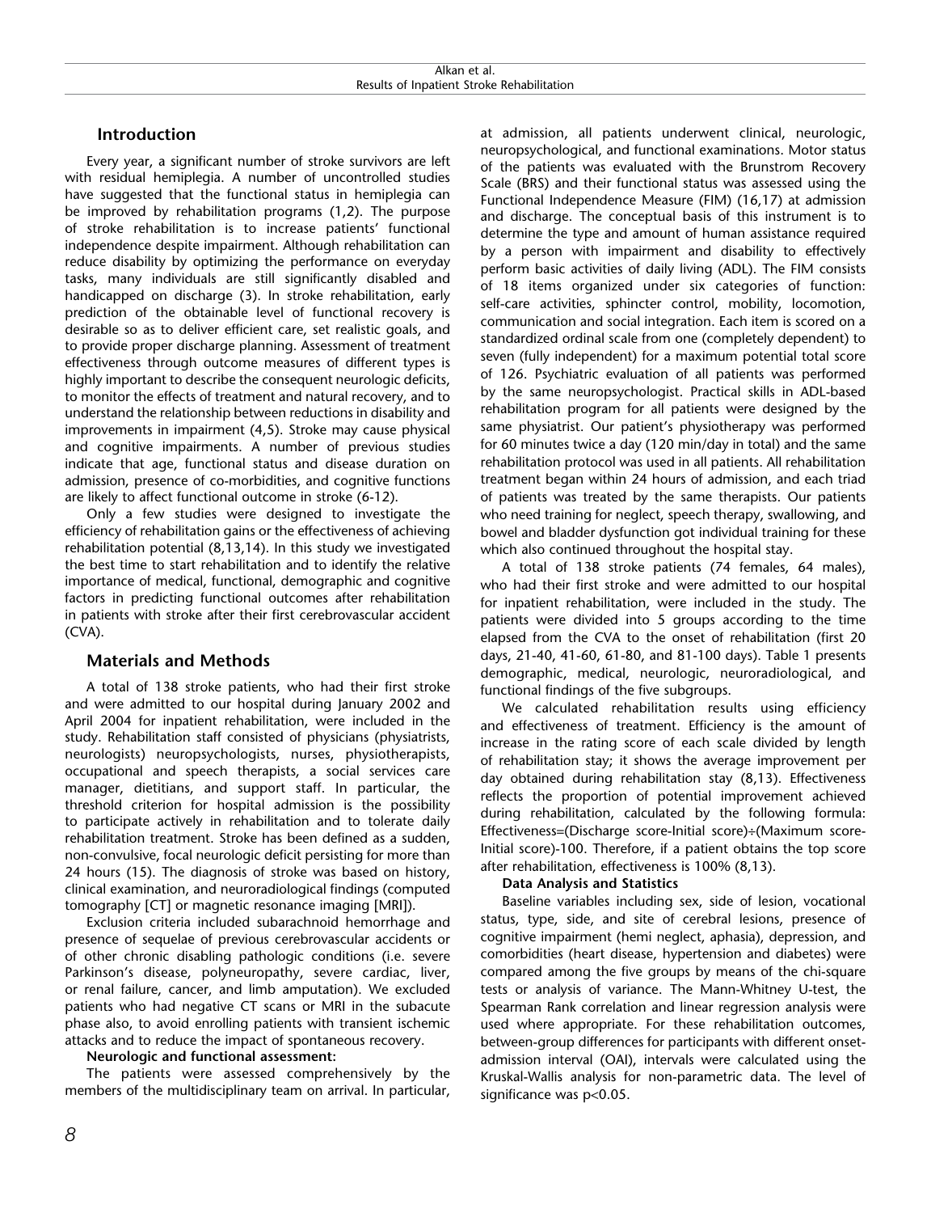## Introduction

Every year, a significant number of stroke survivors are left with residual hemiplegia. A number of uncontrolled studies have suggested that the functional status in hemiplegia can be improved by rehabilitation programs (1,2). The purpose of stroke rehabilitation is to increase patients' functional independence despite impairment. Although rehabilitation can reduce disability by optimizing the performance on everyday tasks, many individuals are still significantly disabled and handicapped on discharge (3). In stroke rehabilitation, early prediction of the obtainable level of functional recovery is desirable so as to deliver efficient care, set realistic goals, and to provide proper discharge planning. Assessment of treatment effectiveness through outcome measures of different types is highly important to describe the consequent neurologic deficits, to monitor the effects of treatment and natural recovery, and to understand the relationship between reductions in disability and improvements in impairment (4,5). Stroke may cause physical and cognitive impairments. A number of previous studies indicate that age, functional status and disease duration on admission, presence of co-morbidities, and cognitive functions are likely to affect functional outcome in stroke (6-12).

Only a few studies were designed to investigate the efficiency of rehabilitation gains or the effectiveness of achieving rehabilitation potential (8,13,14). In this study we investigated the best time to start rehabilitation and to identify the relative importance of medical, functional, demographic and cognitive factors in predicting functional outcomes after rehabilitation in patients with stroke after their first cerebrovascular accident (CVA).

## Materials and Methods

A total of 138 stroke patients, who had their first stroke and were admitted to our hospital during January 2002 and April 2004 for inpatient rehabilitation, were included in the study. Rehabilitation staff consisted of physicians (physiatrists, neurologists) neuropsychologists, nurses, physiotherapists, occupational and speech therapists, a social services care manager, dietitians, and support staff. In particular, the threshold criterion for hospital admission is the possibility to participate actively in rehabilitation and to tolerate daily rehabilitation treatment. Stroke has been defined as a sudden, non-convulsive, focal neurologic deficit persisting for more than 24 hours (15). The diagnosis of stroke was based on history, clinical examination, and neuroradiological findings (computed tomography [CT] or magnetic resonance imaging [MRI]).

Exclusion criteria included subarachnoid hemorrhage and presence of sequelae of previous cerebrovascular accidents or of other chronic disabling pathologic conditions (i.e. severe Parkinson's disease, polyneuropathy, severe cardiac, liver, or renal failure, cancer, and limb amputation). We excluded patients who had negative CT scans or MRI in the subacute phase also, to avoid enrolling patients with transient ischemic attacks and to reduce the impact of spontaneous recovery.

**Neurologic and functional assessment:**

The patients were assessed comprehensively by the members of the multidisciplinary team on arrival. In particular, at admission, all patients underwent clinical, neurologic, neuropsychological, and functional examinations. Motor status of the patients was evaluated with the Brunstrom Recovery Scale (BRS) and their functional status was assessed using the Functional Independence Measure (FIM) (16,17) at admission and discharge. The conceptual basis of this instrument is to determine the type and amount of human assistance required by a person with impairment and disability to effectively perform basic activities of daily living (ADL). The FIM consists of 18 items organized under six categories of function: self-care activities, sphincter control, mobility, locomotion, communication and social integration. Each item is scored on a standardized ordinal scale from one (completely dependent) to seven (fully independent) for a maximum potential total score of 126. Psychiatric evaluation of all patients was performed by the same neuropsychologist. Practical skills in ADL-based rehabilitation program for all patients were designed by the same physiatrist. Our patient's physiotherapy was performed for 60 minutes twice a day (120 min/day in total) and the same rehabilitation protocol was used in all patients. All rehabilitation treatment began within 24 hours of admission, and each triad of patients was treated by the same therapists. Our patients who need training for neglect, speech therapy, swallowing, and bowel and bladder dysfunction got individual training for these which also continued throughout the hospital stay.

A total of 138 stroke patients (74 females, 64 males), who had their first stroke and were admitted to our hospital for inpatient rehabilitation, were included in the study. The patients were divided into 5 groups according to the time elapsed from the CVA to the onset of rehabilitation (first 20 days, 21-40, 41-60, 61-80, and 81-100 days). Table 1 presents demographic, medical, neurologic, neuroradiological, and functional findings of the five subgroups.

We calculated rehabilitation results using efficiency and effectiveness of treatment. Efficiency is the amount of increase in the rating score of each scale divided by length of rehabilitation stay; it shows the average improvement per day obtained during rehabilitation stay (8,13). Effectiveness reflects the proportion of potential improvement achieved during rehabilitation, calculated by the following formula: Effectiveness=(Discharge score-Initial score)÷(Maximum score-Initial score)-100. Therefore, if a patient obtains the top score after rehabilitation, effectiveness is 100% (8,13).

**Data Analysis and Statistics**

Baseline variables including sex, side of lesion, vocational status, type, side, and site of cerebral lesions, presence of cognitive impairment (hemi neglect, aphasia), depression, and comorbidities (heart disease, hypertension and diabetes) were compared among the five groups by means of the chi-square tests or analysis of variance. The Mann-Whitney U-test, the Spearman Rank correlation and linear regression analysis were used where appropriate. For these rehabilitation outcomes, between-group differences for participants with different onset-admission interval (OAI), intervals were calculated using the Kruskal-Wallis analysis for non-parametric data. The level of significance was $p<0.05$.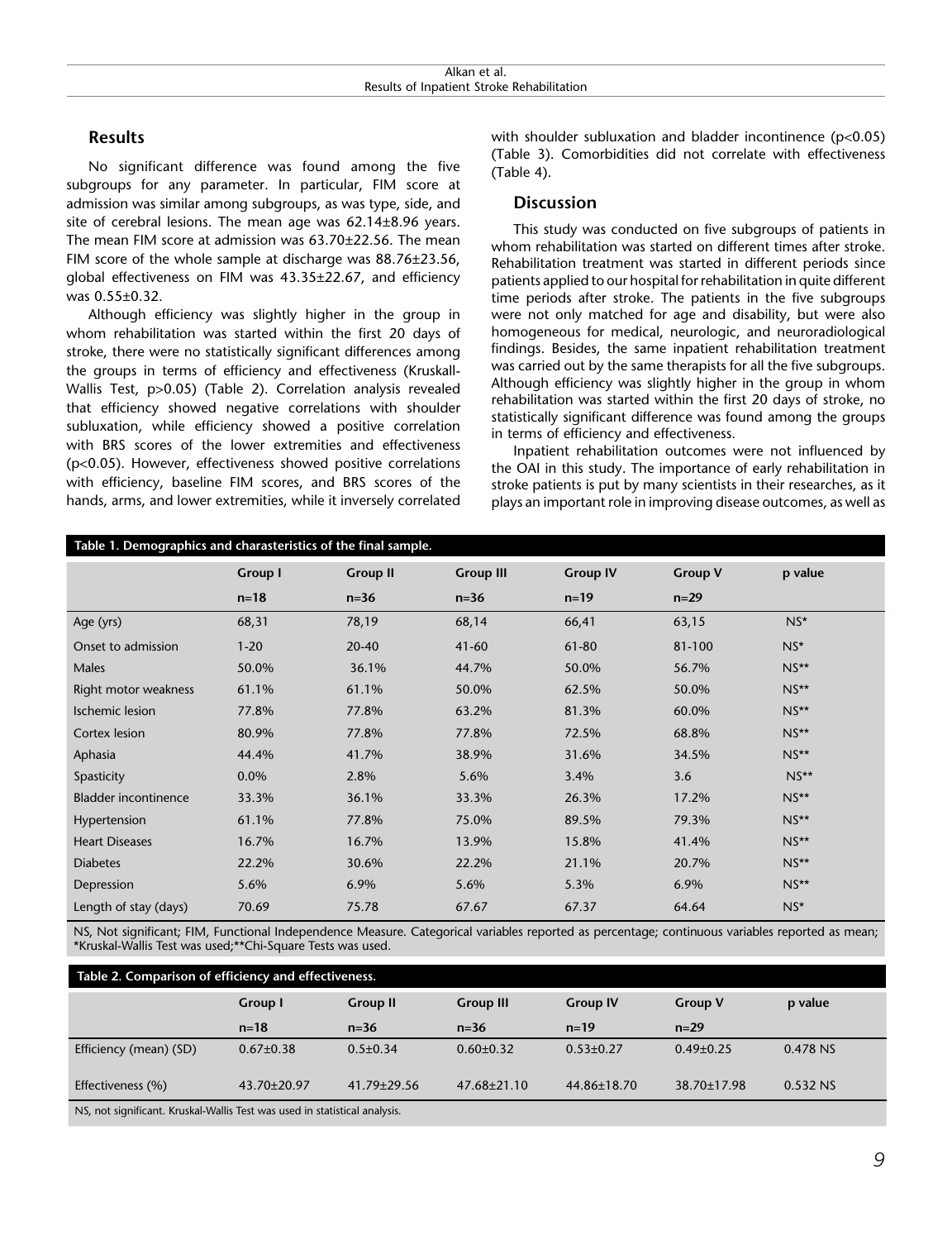## Results

No significant difference was found among the five subgroups for any parameter. In particular, FIM score at admission was similar among subgroups, as was type, side, and site of cerebral lesions. The mean age was 62.14±8.96 years. The mean FIM score at admission was 63.70±22.56. The mean FIM score of the whole sample at discharge was 88.76±23.56, global effectiveness on FIM was 43.35±22.67, and efficiency was 0.55±0.32.

Although efficiency was slightly higher in the group in whom rehabilitation was started within the first 20 days of stroke, there were no statistically significant differences among the groups in terms of efficiency and effectiveness (Kruskall-Wallis Test, $p>0.05$) (Table 2). Correlation analysis revealed that efficiency showed negative correlations with shoulder subluxation, while efficiency showed a positive correlation with BRS scores of the lower extremities and effectiveness ($p<0.05$). However, effectiveness showed positive correlations with efficiency, baseline FIM scores, and BRS scores of the hands, arms, and lower extremities, while it inversely correlated with shoulder subluxation and bladder incontinence ($p<0.05$) (Table 3). Comorbidities did not correlate with effectiveness (Table 4).

## Discussion

This study was conducted on five subgroups of patients in whom rehabilitation was started on different times after stroke. Rehabilitation treatment was started in different periods since patients applied to our hospital for rehabilitation in quite different time periods after stroke. The patients in the five subgroups were not only matched for age and disability, but were also homogeneous for medical, neurologic, and neuroradiological findings. Besides, the same inpatient rehabilitation treatment was carried out by the same therapists for all the five subgroups. Although efficiency was slightly higher in the group in whom rehabilitation was started within the first 20 days of stroke, no statistically significant difference was found among the groups in terms of efficiency and effectiveness.

Inpatient rehabilitation outcomes were not influenced by the OAI in this study. The importance of early rehabilitation in stroke patients is put by many scientists in their researches, as it plays an important role in improving disease outcomes, as well as

**Table 1. Demographics and charasteristics of the final sample.**

| | Group I | Group II | Group III | Group IV | Group V | p value |
|---|---|---|---|---|---|---|
| | n=18 | n=36 | n=36 | n=19 | n=29 | |
| Age (yrs) | 68,31 | 78,19 | 68,14 | 66,41 | 63,15 | NS* |
| Onset to admission | 1-20 | 20-40 | 41-60 | 61-80 | 81-100 | NS* |
| Males | 50.0% | 36.1% | 44.7% | 50.0% | 56.7% | NS** |
| Right motor weakness | 61.1% | 61.1% | 50.0% | 62.5% | 50.0% | NS** |
| Ischemic lesion | 77.8% | 77.8% | 63.2% | 81.3% | 60.0% | NS** |
| Cortex lesion | 80.9% | 77.8% | 77.8% | 72.5% | 68.8% | NS** |
| Aphasia | 44.4% | 41.7% | 38.9% | 31.6% | 34.5% | NS** |
| Spasticity | 0.0% | 2.8% | 5.6% | 3.4% | 3.6 | NS** |
| Bladder incontinence | 33.3% | 36.1% | 33.3% | 26.3% | 17.2% | NS** |
| Hypertension | 61.1% | 77.8% | 75.0% | 89.5% | 79.3% | NS** |
| Heart Diseases | 16.7% | 16.7% | 13.9% | 15.8% | 41.4% | NS** |
| Diabetes | 22.2% | 30.6% | 22.2% | 21.1% | 20.7% | NS** |
| Depression | 5.6% | 6.9% | 5.6% | 5.3% | 6.9% | NS** |
| Length of stay (days) | 70.69 | 75.78 | 67.67 | 67.37 | 64.64 | NS* |

NS, Not significant; FIM, Functional Independence Measure. Categorical variables reported as percentage; continuous variables reported as mean; *Kruskal-Wallis Test was used;**Chi-Square Tests was used.

**Table 2. Comparison of efficiency and effectiveness.**

| | Group I | Group II | Group III | Group IV | Group V | p value |
|---|---|---|---|---|---|---|
| | n=18 | n=36 | n=36 | n=19 | n=29 | |
| Efficiency (mean) (SD) | 0.67±0.38 | 0.5±0.34 | 0.60±0.32 | 0.53±0.27 | 0.49±0.25 | 0.478 NS |
| Effectiveness (%) | 43.70±20.97 | 41.79±29.56 | 47.68±21.10 | 44.86±18.70 | 38.70±17.98 | 0.532 NS |

NS, not significant. Kruskal-Wallis Test was used in statistical analysis.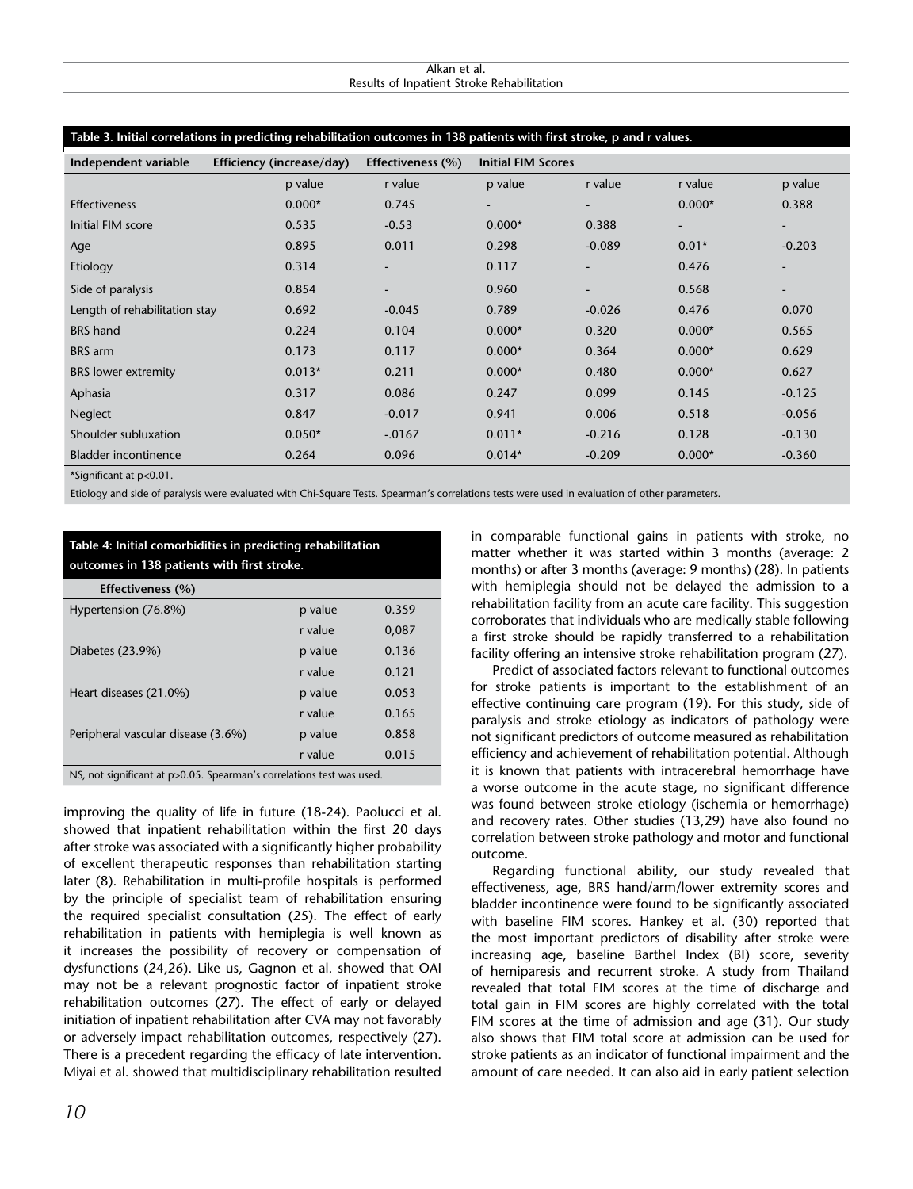**Table 3. Initial correlations in predicting rehabilitation outcomes in 138 patients with first stroke, p and r values.**

| Independent variable | Efficiency (increase/day) | | Effectiveness (%) | | Initial FIM Scores | |
|---|---|---|---|---|---|---|
| | p value | r value | p value | r value | r value | p value |
| Effectiveness | 0.000* | 0.745 | - | - | 0.000* | 0.388 |
| Initial FIM score | 0.535 | -0.53 | 0.000* | 0.388 | - | - |
| Age | 0.895 | 0.011 | 0.298 | -0.089 | 0.01* | -0.203 |
| Etiology | 0.314 | - | 0.117 | - | 0.476 | - |
| Side of paralysis | 0.854 | - | 0.960 | - | 0.568 | - |
| Length of rehabilitation stay | 0.692 | -0.045 | 0.789 | -0.026 | 0.476 | 0.070 |
| BRS hand | 0.224 | 0.104 | 0.000* | 0.320 | 0.000* | 0.565 |
| BRS arm | 0.173 | 0.117 | 0.000* | 0.364 | 0.000* | 0.629 |
| BRS lower extremity | 0.013* | 0.211 | 0.000* | 0.480 | 0.000* | 0.627 |
| Aphasia | 0.317 | 0.086 | 0.247 | 0.099 | 0.145 | -0.125 |
| Neglect | 0.847 | -0.017 | 0.941 | 0.006 | 0.518 | -0.056 |
| Shoulder subluxation | 0.050* | -.0167 | 0.011* | -0.216 | 0.128 | -0.130 |
| Bladder incontinence | 0.264 | 0.096 | 0.014* | -0.209 | 0.000* | -0.360 |

*Significant at p<0.01.

Etiology and side of paralysis were evaluated with Chi-Square Tests. Spearman's correlations tests were used in evaluation of other parameters.

**Table 4: Initial comorbidities in predicting rehabilitation outcomes in 138 patients with first stroke.**

| Effectiveness (%) | | |
|---|---|---|
| Hypertension (76.8%) | p value | 0.359 |
| | r value | 0,087 |
| Diabetes (23.9%) | p value | 0.136 |
| | r value | 0.121 |
| Heart diseases (21.0%) | p value | 0.053 |
| | r value | 0.165 |
| Peripheral vascular disease (3.6%) | p value | 0.858 |
| | r value | 0.015 |

NS, not significant at p>0.05. Spearman's correlations test was used.

improving the quality of life in future (18-24). Paolucci et al. showed that inpatient rehabilitation within the first 20 days after stroke was associated with a significantly higher probability of excellent therapeutic responses than rehabilitation starting later (8). Rehabilitation in multi-profile hospitals is performed by the principle of specialist team of rehabilitation ensuring the required specialist consultation (25). The effect of early rehabilitation in patients with hemiplegia is well known as it increases the possibility of recovery or compensation of dysfunctions (24,26). Like us, Gagnon et al. showed that OAI may not be a relevant prognostic factor of inpatient stroke rehabilitation outcomes (27). The effect of early or delayed initiation of inpatient rehabilitation after CVA may not favorably or adversely impact rehabilitation outcomes, respectively (27). There is a precedent regarding the efficacy of late intervention. Miyai et al. showed that multidisciplinary rehabilitation resulted in comparable functional gains in patients with stroke, no matter whether it was started within 3 months (average: 2 months) or after 3 months (average: 9 months) (28). In patients with hemiplegia should not be delayed the admission to a rehabilitation facility from an acute care facility. This suggestion corroborates that individuals who are medically stable following a first stroke should be rapidly transferred to a rehabilitation facility offering an intensive stroke rehabilitation program (27).

Predict of associated factors relevant to functional outcomes for stroke patients is important to the establishment of an effective continuing care program (19). For this study, side of paralysis and stroke etiology as indicators of pathology were not significant predictors of outcome measured as rehabilitation efficiency and achievement of rehabilitation potential. Although it is known that patients with intracerebral hemorrhage have a worse outcome in the acute stage, no significant difference was found between stroke etiology (ischemia or hemorrhage) and recovery rates. Other studies (13,29) have also found no correlation between stroke pathology and motor and functional outcome.

Regarding functional ability, our study revealed that effectiveness, age, BRS hand/arm/lower extremity scores and bladder incontinence were found to be significantly associated with baseline FIM scores. Hankey et al. (30) reported that the most important predictors of disability after stroke were increasing age, baseline Barthel Index (BI) score, severity of hemiparesis and recurrent stroke. A study from Thailand revealed that total FIM scores at the time of discharge and total gain in FIM scores are highly correlated with the total FIM scores at the time of admission and age (31). Our study also shows that FIM total score at admission can be used for stroke patients as an indicator of functional impairment and the amount of care needed. It can also aid in early patient selection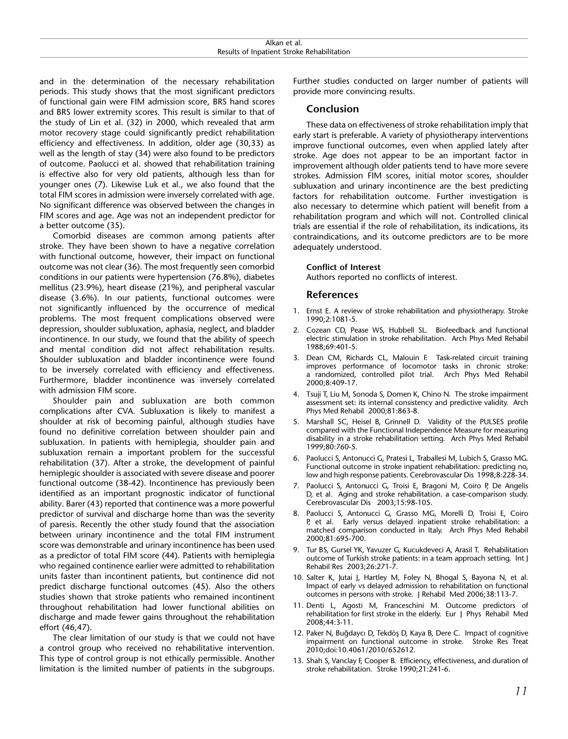and in the determination of the necessary rehabilitation periods. This study shows that the most significant predictors of functional gain were FIM admission score, BRS hand scores and BRS lower extremity scores. This result is similar to that of the study of Lin et al. (32) in 2000, which revealed that arm motor recovery stage could significantly predict rehabilitation efficiency and effectiveness. In addition, older age (30,33) as well as the length of stay (34) were also found to be predictors of outcome. Paolucci et al. showed that rehabilitation training is effective also for very old patients, although less than for younger ones (7). Likewise Luk et al., we also found that the total FIM scores in admission were inversely correlated with age. No significant difference was observed between the changes in FIM scores and age. Age was not an independent predictor for a better outcome (35).

Comorbid diseases are common among patients after stroke. They have been shown to have a negative correlation with functional outcome, however, their impact on functional outcome was not clear (36). The most frequently seen comorbid conditions in our patients were hypertension (76.8%), diabetes mellitus (23.9%), heart disease (21%), and peripheral vascular disease (3.6%). In our patients, functional outcomes were not significantly influenced by the occurrence of medical problems. The most frequent complications observed were depression, shoulder subluxation, aphasia, neglect, and bladder incontinence. In our study, we found that the ability of speech and mental condition did not affect rehabilitation results. Shoulder subluxation and bladder incontinence were found to be inversely correlated with efficiency and effectiveness. Furthermore, bladder incontinence was inversely correlated with admission FIM score.

Shoulder pain and subluxation are both common complications after CVA. Subluxation is likely to manifest a shoulder at risk of becoming painful, although studies have found no definitive correlation between shoulder pain and subluxation. In patients with hemiplegia, shoulder pain and subluxation remain a important problem for the successful rehabilitation (37). After a stroke, the development of painful hemiplegic shoulder is associated with severe disease and poorer functional outcome (38-42). Incontinence has previously been identified as an important prognostic indicator of functional ability. Barer (43) reported that continence was a more powerful predictor of survival and discharge home than was the severity of paresis. Recently the other study found that the association between urinary incontinence and the total FIM instrument score was demonstrable and urinary incontinence has been used as a predictor of total FIM score (44). Patients with hemiplegia who regained continence earlier were admitted to rehabilitation units faster than incontinent patients, but continence did not predict discharge functional outcomes (45). Also the others studies shown that stroke patients who remained incontinent throughout rehabilitation had lower functional abilities on discharge and made fewer gains throughout the rehabilitation effort (46,47).

The clear limitation of our study is that we could not have a control group who received no rehabilitative intervention. This type of control group is not ethically permissible. Another limitation is the limited number of patients in the subgroups. Further studies conducted on larger number of patients will provide more convincing results.

## Conclusion

These data on effectiveness of stroke rehabilitation imply that early start is preferable. A variety of physiotherapy interventions improve functional outcomes, even when applied lately after stroke. Age does not appear to be an important factor in improvement although older patients tend to have more severe strokes. Admission FIM scores, initial motor scores, shoulder subluxation and urinary incontinence are the best predicting factors for rehabilitation outcome. Further investigation is also necessary to determine which patient will benefit from a rehabilitation program and which will not. Controlled clinical trials are essential if the role of rehabilitation, its indications, its contraindications, and its outcome predictors are to be more adequately understood.

**Conflict of Interest**

Authors reported no conflicts of interest.

## References

1. Ernst E. A review of stroke rehabilitation and physiotherapy. Stroke 1990;2:1081-5.
2. Cozean CD, Pease WS, Hubbell SL. Biofeedback and functional electric stimulation in stroke rehabilitation. Arch Phys Med Rehabil 1988;69:401-5.
3. Dean CM, Richards CL, Malouin F. Task-related circuit training improves performance of locomotor tasks in chronic stroke: a randomized, controlled pilot trial. Arch Phys Med Rehabil 2000;8:409-17.
4. Tsuji T, Liu M, Sonoda S, Domen K, Chino N. The stroke impairment assessment set: its internal consistency and predictive validity. Arch Phys Med Rehabil 2000;81:863-8.
5. Marshall SC, Heisel B, Grinnell D. Validity of the PULSES profile compared with the Functional Independence Measure for measuring disability in a stroke rehabilitation setting. Arch Phys Med Rehabil 1999;80:760-5.
6. Paolucci S, Antonucci G, Pratesi L, Traballesi M, Lubich S, Grasso MG. Functional outcome in stroke inpatient rehabilitation: predicting no, low and high response patients. Cerebrovascular Dis 1998;8:228-34.
7. Paolucci S, Antonucci G, Troisi E, Bragoni M, Coiro P, De Angelis D, et al. Aging and stroke rehabilitation. a case-comparison study. Cerebrovascular Dis 2003;15:98-105.
8. Paolucci S, Antonucci G, Grasso MG, Morelli D, Troisi E, Coiro P, et al. Early versus delayed inpatient stroke rehabilitation: a matched comparison conducted in Italy. Arch Phys Med Rehabil 2000;81:695-700.
9. Tur BS, Gursel YK, Yavuzer G, Kucukdeveci A, Arasil T. Rehabilitation outcome of Turkish stroke patients: in a team approach setting. Int J Rehabil Res 2003;26:271-7.
10. Salter K, Jutai J, Hartley M, Foley N, Bhogal S, Bayona N, et al. Impact of early vs delayed admission to rehabilitation on functional outcomes in persons with stroke. J Rehabil Med 2006;38:113-7.
11. Denti L, Agosti M, Franceschini M. Outcome predictors of rehabilitation for first stroke in the elderly. Eur J Phys Rehabil Med 2008;44:3-11.
12. Paker N, Buğdaycı D, Tekdöş D, Kaya B, Dere C. Impact of cognitive impairment on functional outcome in stroke. Stroke Res Treat 2010;doi:10.4061/2010/652612.
13. Shah S, Vanclay F, Cooper B. Efficiency, effectiveness, and duration of stroke rehabilitation. Stroke 1990;21:241-6.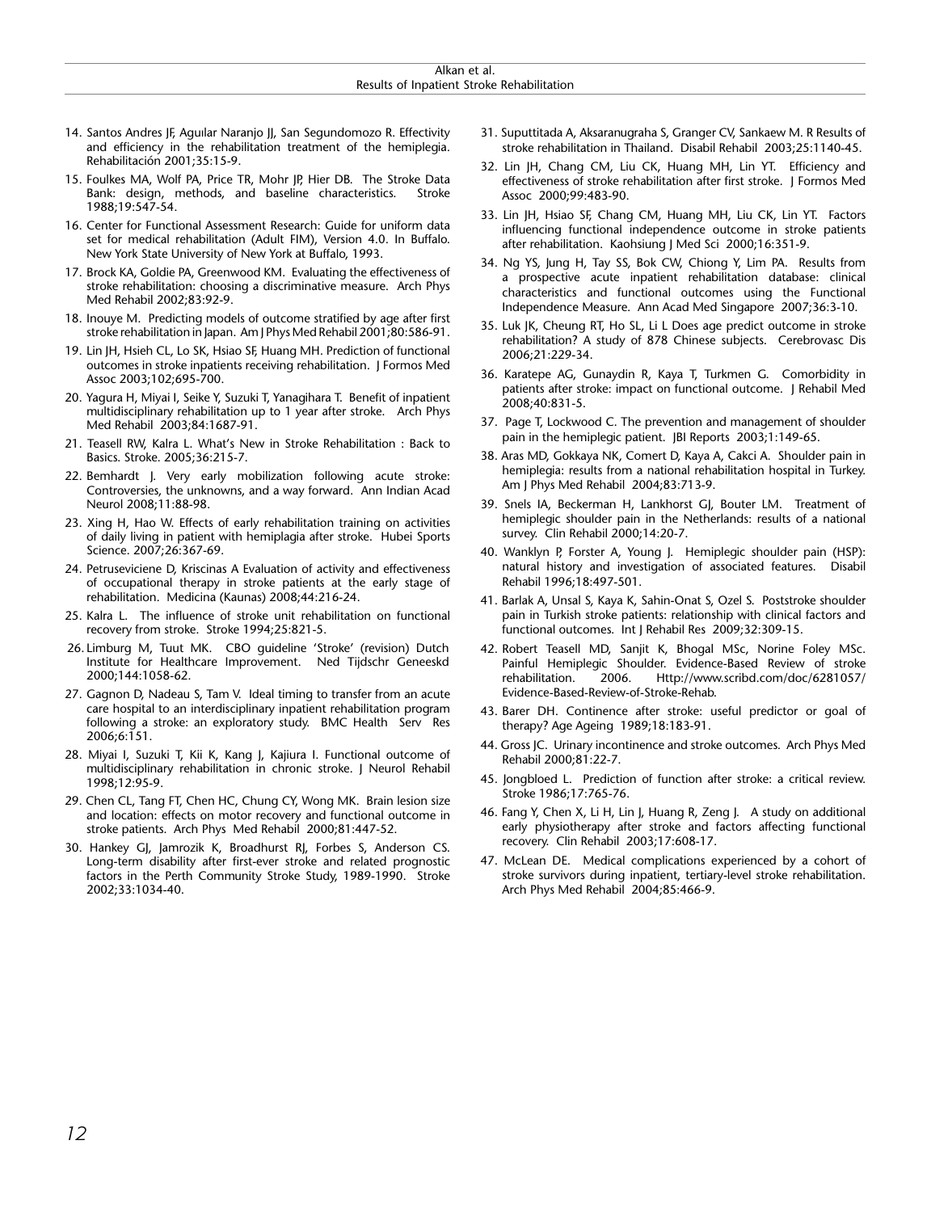14. Santos Andres JF, Aguılar Naranjo JJ, San Segundomozo R. Effectivity and efficiency in the rehabilitation treatment of the hemiplegia. Rehabilitación 2001;35:15-9.
15. Foulkes MA, Wolf PA, Price TR, Mohr JP, Hier DB. The Stroke Data Bank: design, methods, and baseline characteristics. Stroke 1988;19:547-54.
16. Center for Functional Assessment Research: Guide for uniform data set for medical rehabilitation (Adult FIM), Version 4.0. In Buffalo. New York State University of New York at Buffalo, 1993.
17. Brock KA, Goldie PA, Greenwood KM. Evaluating the effectiveness of stroke rehabilitation: choosing a discriminative measure. Arch Phys Med Rehabil 2002;83:92-9.
18. Inouye M. Predicting models of outcome stratified by age after first stroke rehabilitation in Japan. Am J Phys Med Rehabil 2001;80:586-91.
19. Lin JH, Hsieh CL, Lo SK, Hsiao SF, Huang MH. Prediction of functional outcomes in stroke inpatients receiving rehabilitation. J Formos Med Assoc 2003;102;695-700.
20. Yagura H, Miyai I, Seike Y, Suzuki T, Yagihara T. Benefit of inpatient multidisciplinary rehabilitation up to 1 year after stroke. Arch Phys Med Rehabil 2003;84:1687-91.
21. Teasell RW, Kalra L. What's New in Stroke Rehabilitation : Back to Basics. Stroke. 2005;36:215-7.
22. Bernhardt J. Very early mobilization following acute stroke: Controversies, the unknowns, and a way forward. Ann Indian Acad Neurol 2008;11:88-98.
23. Xing H, Hao W. Effects of early rehabilitation training on activities of daily living in patient with hemiplagia after stroke. Hubei Sports Science. 2007;26:367-69.
24. Petruseviciene D, Kriscinas A Evaluation of activity and effectiveness of occupational therapy in stroke patients at the early stage of rehabilitation. Medicina (Kaunas) 2008;44:216-24.
25. Kalra L. The influence of stroke unit rehabilitation on functional recovery from stroke. Stroke 1994;25:821-5.
26. Limburg M, Tuut MK. CBO guideline 'Stroke' (revision) Dutch Institute for Healthcare Improvement. Ned Tijdschr Geneeskd 2000;144:1058-62.
27. Gagnon D, Nadeau S, Tam V. Ideal timing to transfer from an acute care hospital to an interdisciplinary inpatient rehabilitation program following a stroke: an exploratory study. BMC Health Serv Res 2006;6:151.
28. Miyai I, Suzuki T, Kii K, Kang J, Kajiura I. Functional outcome of multidisciplinary rehabilitation in chronic stroke. J Neurol Rehabil 1998;12:95-9.
29. Chen CL, Tang FT, Chen HC, Chung CY, Wong MK. Brain lesion size and location: effects on motor recovery and functional outcome in stroke patients. Arch Phys Med Rehabil 2000;81:447-52.
30. Hankey GJ, Jamrozik K, Broadhurst RJ, Forbes S, Anderson CS. Long-term disability after first-ever stroke and related prognostic factors in the Perth Community Stroke Study, 1989-1990. Stroke 2002;33:1034-40.
31. Suputtitada A, Aksaranugraha S, Granger CV, Sankaew M. R Results of stroke rehabilitation in Thailand. Disabil Rehabil 2003;25:1140-45.
32. Lin JH, Chang CM, Liu CK, Huang MH, Lin YT. Efficiency and effectiveness of stroke rehabilitation after first stroke. J Formos Med Assoc 2000;99:483-90.
33. Lin JH, Hsiao SF, Chang CM, Huang MH, Liu CK, Lin YT. Factors influencing functional independence outcome in stroke patients after rehabilitation. Kaohsiung J Med Sci 2000;16:351-9.
34. Ng YS, Jung H, Tay SS, Bok CW, Chiong Y, Lim PA. Results from a prospective acute inpatient rehabilitation database: clinical characteristics and functional outcomes using the Functional Independence Measure. Ann Acad Med Singapore 2007;36:3-10.
35. Luk JK, Cheung RT, Ho SL, Li L Does age predict outcome in stroke rehabilitation? A study of 878 Chinese subjects. Cerebrovasc Dis 2006;21:229-34.
36. Karatepe AG, Gunaydin R, Kaya T, Turkmen G. Comorbidity in patients after stroke: impact on functional outcome. J Rehabil Med 2008;40:831-5.
37. Page T, Lockwood C. The prevention and management of shoulder pain in the hemiplegic patient. JBI Reports 2003;1:149-65.
38. Aras MD, Gokkaya NK, Comert D, Kaya A, Cakci A. Shoulder pain in hemiplegia: results from a national rehabilitation hospital in Turkey. Am J Phys Med Rehabil 2004;83:713-9.
39. Snels IA, Beckerman H, Lankhorst GJ, Bouter LM. Treatment of hemiplegic shoulder pain in the Netherlands: results of a national survey. Clin Rehabil 2000;14:20-7.
40. Wanklyn P, Forster A, Young J. Hemiplegic shoulder pain (HSP): natural history and investigation of associated features. Disabil Rehabil 1996;18:497-501.
41. Barlak A, Unsal S, Kaya K, Sahin-Onat S, Ozel S. Poststroke shoulder pain in Turkish stroke patients: relationship with clinical factors and functional outcomes. Int J Rehabil Res 2009;32:309-15.
42. Robert Teasell MD, Sanjit K, Bhogal MSc, Norine Foley MSc. Painful Hemiplegic Shoulder. Evidence-Based Review of stroke rehabilitation. 2006. Http://www.scribd.com/doc/6281057/Evidence-Based-Review-of-Stroke-Rehab.
43. Barer DH. Continence after stroke: useful predictor or goal of therapy? Age Ageing 1989;18:183-91.
44. Gross JC. Urinary incontinence and stroke outcomes. Arch Phys Med Rehabil 2000;81:22-7.
45. Jongbloed L. Prediction of function after stroke: a critical review. Stroke 1986;17:765-76.
46. Fang Y, Chen X, Li H, Lin J, Huang R, Zeng J. A study on additional early physiotherapy after stroke and factors affecting functional recovery. Clin Rehabil 2003;17:608-17.
47. McLean DE. Medical complications experienced by a cohort of stroke survivors during inpatient, tertiary-level stroke rehabilitation. Arch Phys Med Rehabil 2004;85:466-9.